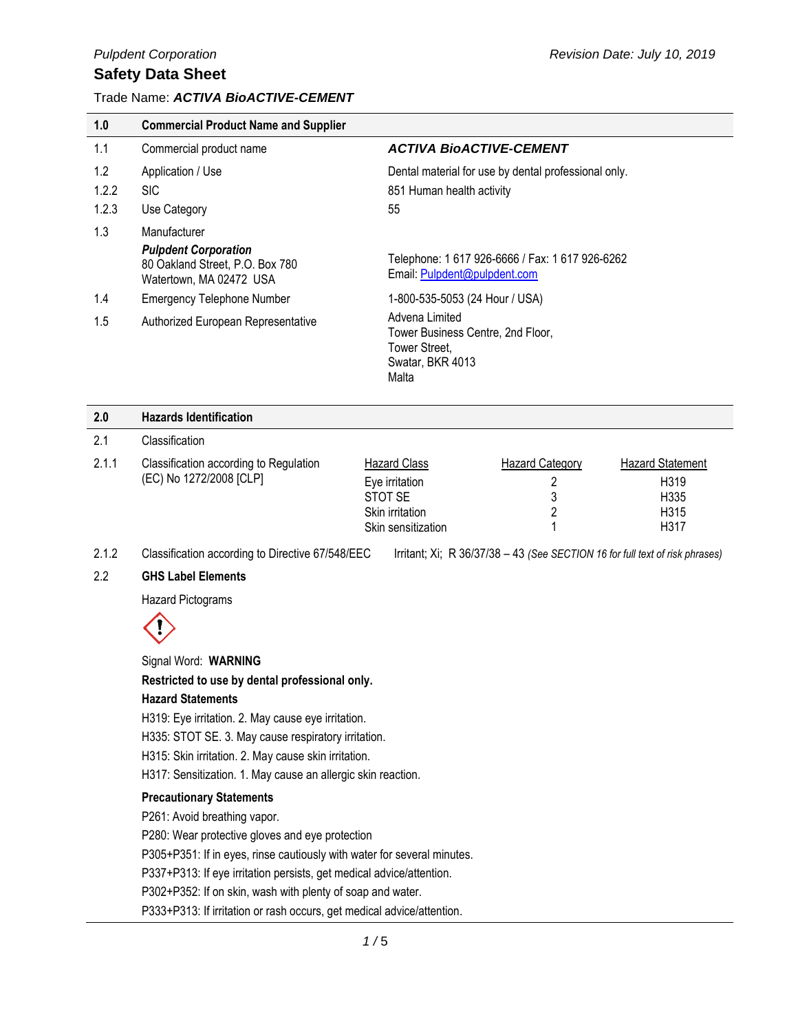Pulpdent Corporation — Revision Date: July 10, 2019

# Safety Data Sheet

Trade Name: ***ACTIVA BioACTIVE-CEMENT***

## 1.0 Commercial Product Name and Supplier

| | | |
|---|---|---|
| 1.1 | Commercial product name | ***ACTIVA BioACTIVE-CEMENT*** |
| 1.2 | Application / Use | Dental material for use by dental professional only. |
| 1.2.2 | SIC | 851 Human health activity |
| 1.2.3 | Use Category | 55 |
| 1.3 | Manufacturer<br>***Pulpdent Corporation***<br>80 Oakland Street, P.O. Box 780<br>Watertown, MA 02472 USA | Telephone: 1 617 926-6666 / Fax: 1 617 926-6262<br>Email: Pulpdent@pulpdent.com |
| 1.4 | Emergency Telephone Number | 1-800-535-5053 (24 Hour / USA) |
| 1.5 | Authorized European Representative | Advena Limited<br>Tower Business Centre, 2nd Floor,<br>Tower Street,<br>Swatar, BKR 4013<br>Malta |

## 2.0 Hazards Identification

2.1 Classification

2.1.1 Classification according to Regulation (EC) No 1272/2008 [CLP]

| Hazard Class | Hazard Category | Hazard Statement |
|---|---|---|
| Eye irritation | 2 | H319 |
| STOT SE | 3 | H335 |
| Skin irritation | 2 | H315 |
| Skin sensitization | 1 | H317 |

2.1.2 Classification according to Directive 67/548/EEC — Irritant; Xi; R 36/37/38 – 43 *(See SECTION 16 for full text of risk phrases)*

2.2 **GHS Label Elements**

Hazard Pictograms

Signal Word: **WARNING**

**Restricted to use by dental professional only.**

**Hazard Statements**

H319: Eye irritation. 2. May cause eye irritation.

H335: STOT SE. 3. May cause respiratory irritation.

H315: Skin irritation. 2. May cause skin irritation.

H317: Sensitization. 1. May cause an allergic skin reaction.

**Precautionary Statements**

P261: Avoid breathing vapor.

P280: Wear protective gloves and eye protection

P305+P351: If in eyes, rinse cautiously with water for several minutes.

P337+P313: If eye irritation persists, get medical advice/attention.

P302+P352: If on skin, wash with plenty of soap and water.

P333+P313: If irritation or rash occurs, get medical advice/attention.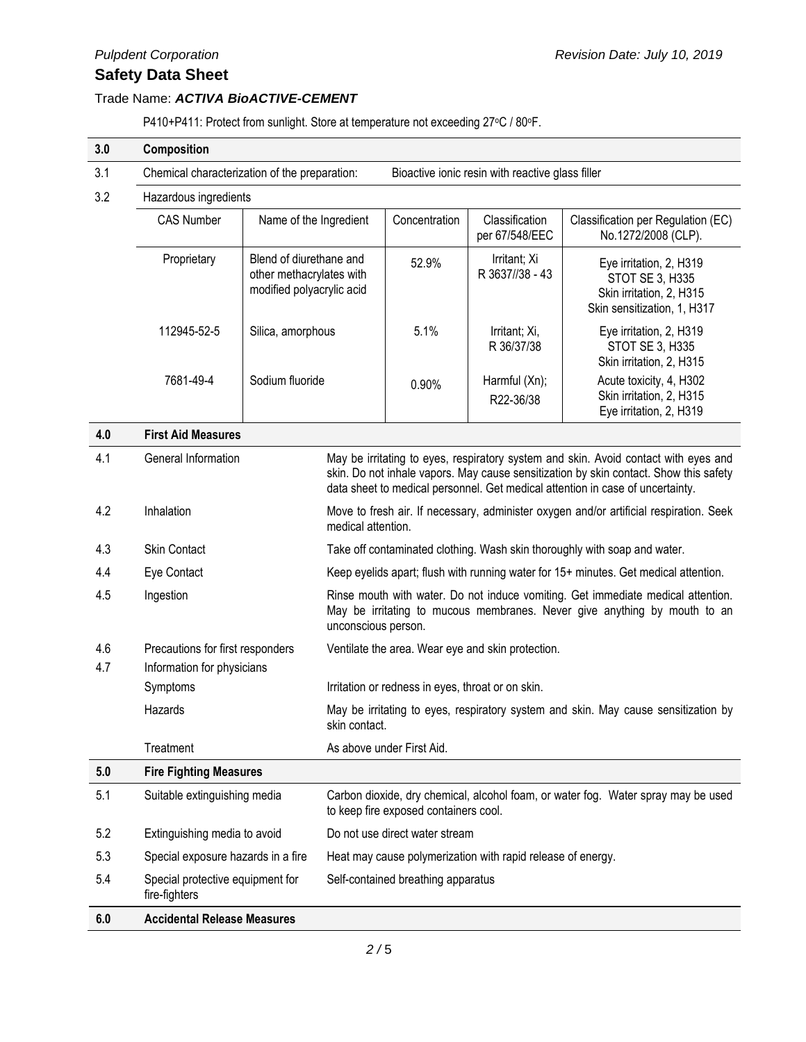P410+P411: Protect from sunlight. Store at temperature not exceeding 27°C / 80°F.

## 3.0 Composition

3.1 Chemical characterization of the preparation: Bioactive ionic resin with reactive glass filler

3.2 Hazardous ingredients

| CAS Number | Name of the Ingredient | Concentration | Classification per 67/548/EEC | Classification per Regulation (EC) No.1272/2008 (CLP). |
|---|---|---|---|---|
| Proprietary | Blend of diurethane and other methacrylates with modified polyacrylic acid | 52.9% | Irritant; Xi R 3637//38 - 43 | Eye irritation, 2, H319<br>STOT SE 3, H335<br>Skin irritation, 2, H315<br>Skin sensitization, 1, H317 |
| 112945-52-5 | Silica, amorphous | 5.1% | Irritant; Xi, R 36/37/38 | Eye irritation, 2, H319<br>STOT SE 3, H335<br>Skin irritation, 2, H315 |
| 7681-49-4 | Sodium fluoride | 0.90% | Harmful (Xn); R22-36/38 | Acute toxicity, 4, H302<br>Skin irritation, 2, H315<br>Eye irritation, 2, H319 |

## 4.0 First Aid Measures

| | | |
|---|---|---|
| 4.1 | General Information | May be irritating to eyes, respiratory system and skin. Avoid contact with eyes and skin. Do not inhale vapors. May cause sensitization by skin contact. Show this safety data sheet to medical personnel. Get medical attention in case of uncertainty. |
| 4.2 | Inhalation | Move to fresh air. If necessary, administer oxygen and/or artificial respiration. Seek medical attention. |
| 4.3 | Skin Contact | Take off contaminated clothing. Wash skin thoroughly with soap and water. |
| 4.4 | Eye Contact | Keep eyelids apart; flush with running water for 15+ minutes. Get medical attention. |
| 4.5 | Ingestion | Rinse mouth with water. Do not induce vomiting. Get immediate medical attention. May be irritating to mucous membranes. Never give anything by mouth to an unconscious person. |
| 4.6 | Precautions for first responders | Ventilate the area. Wear eye and skin protection. |
| 4.7 | Information for physicians | |
| | Symptoms | Irritation or redness in eyes, throat or on skin. |
| | Hazards | May be irritating to eyes, respiratory system and skin. May cause sensitization by skin contact. |
| | Treatment | As above under First Aid. |

## 5.0 Fire Fighting Measures

| | | |
|---|---|---|
| 5.1 | Suitable extinguishing media | Carbon dioxide, dry chemical, alcohol foam, or water fog. Water spray may be used to keep fire exposed containers cool. |
| 5.2 | Extinguishing media to avoid | Do not use direct water stream |
| 5.3 | Special exposure hazards in a fire | Heat may cause polymerization with rapid release of energy. |
| 5.4 | Special protective equipment for fire-fighters | Self-contained breathing apparatus |

## 6.0 Accidental Release Measures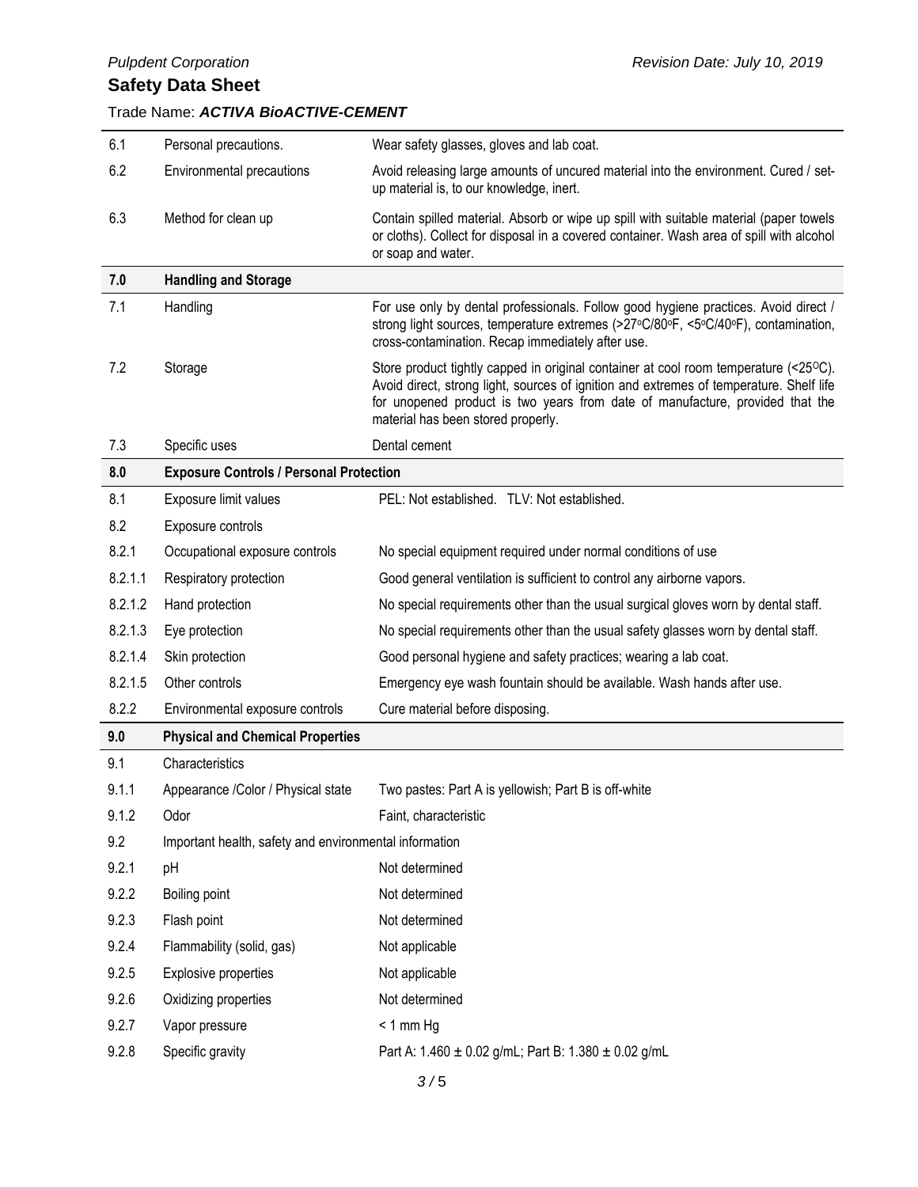| | | |
|---|---|---|
| 6.1 | Personal precautions. | Wear safety glasses, gloves and lab coat. |
| 6.2 | Environmental precautions | Avoid releasing large amounts of uncured material into the environment. Cured / set-up material is, to our knowledge, inert. |
| 6.3 | Method for clean up | Contain spilled material. Absorb or wipe up spill with suitable material (paper towels or cloths). Collect for disposal in a covered container. Wash area of spill with alcohol or soap and water. |
| **7.0** | **Handling and Storage** | |
| 7.1 | Handling | For use only by dental professionals. Follow good hygiene practices. Avoid direct / strong light sources, temperature extremes (>27°C/80°F, <5°C/40°F), contamination, cross-contamination. Recap immediately after use. |
| 7.2 | Storage | Store product tightly capped in original container at cool room temperature (<25°C). Avoid direct, strong light, sources of ignition and extremes of temperature. Shelf life for unopened product is two years from date of manufacture, provided that the material has been stored properly. |
| 7.3 | Specific uses | Dental cement |
| **8.0** | **Exposure Controls / Personal Protection** | |
| 8.1 | Exposure limit values | PEL: Not established. TLV: Not established. |
| 8.2 | Exposure controls | |
| 8.2.1 | Occupational exposure controls | No special equipment required under normal conditions of use |
| 8.2.1.1 | Respiratory protection | Good general ventilation is sufficient to control any airborne vapors. |
| 8.2.1.2 | Hand protection | No special requirements other than the usual surgical gloves worn by dental staff. |
| 8.2.1.3 | Eye protection | No special requirements other than the usual safety glasses worn by dental staff. |
| 8.2.1.4 | Skin protection | Good personal hygiene and safety practices; wearing a lab coat. |
| 8.2.1.5 | Other controls | Emergency eye wash fountain should be available. Wash hands after use. |
| 8.2.2 | Environmental exposure controls | Cure material before disposing. |
| **9.0** | **Physical and Chemical Properties** | |
| 9.1 | Characteristics | |
| 9.1.1 | Appearance /Color / Physical state | Two pastes: Part A is yellowish; Part B is off-white |
| 9.1.2 | Odor | Faint, characteristic |
| 9.2 | Important health, safety and environmental information | |
| 9.2.1 | pH | Not determined |
| 9.2.2 | Boiling point | Not determined |
| 9.2.3 | Flash point | Not determined |
| 9.2.4 | Flammability (solid, gas) | Not applicable |
| 9.2.5 | Explosive properties | Not applicable |
| 9.2.6 | Oxidizing properties | Not determined |
| 9.2.7 | Vapor pressure | < 1 mm Hg |
| 9.2.8 | Specific gravity | Part A: 1.460 ± 0.02 g/mL; Part B: 1.380 ± 0.02 g/mL |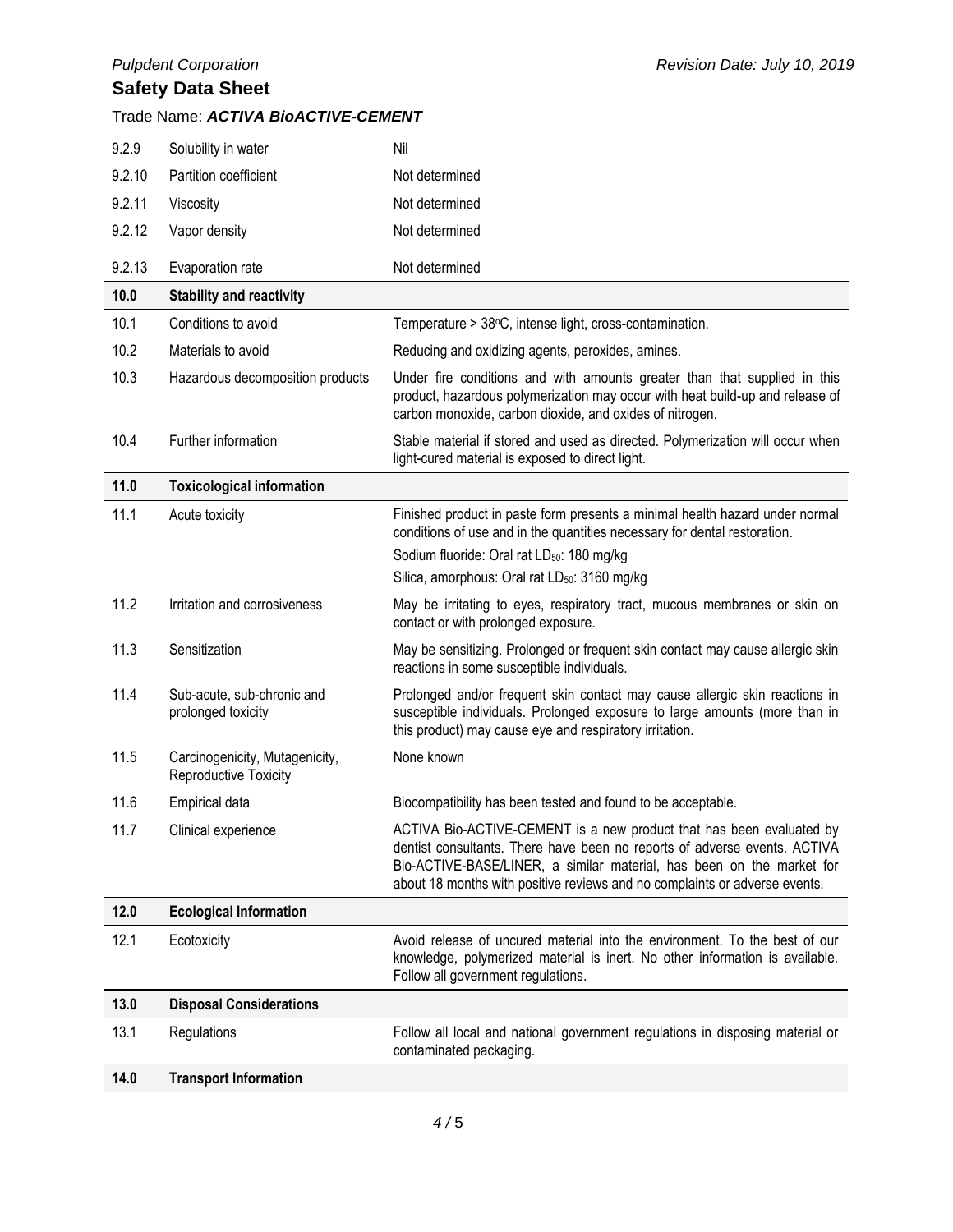| | | |
|---|---|---|
| 9.2.9 | Solubility in water | Nil |
| 9.2.10 | Partition coefficient | Not determined |
| 9.2.11 | Viscosity | Not determined |
| 9.2.12 | Vapor density | Not determined |
| 9.2.13 | Evaporation rate | Not determined |
| **10.0** | **Stability and reactivity** | |
| 10.1 | Conditions to avoid | Temperature > 38°C, intense light, cross-contamination. |
| 10.2 | Materials to avoid | Reducing and oxidizing agents, peroxides, amines. |
| 10.3 | Hazardous decomposition products | Under fire conditions and with amounts greater than that supplied in this product, hazardous polymerization may occur with heat build-up and release of carbon monoxide, carbon dioxide, and oxides of nitrogen. |
| 10.4 | Further information | Stable material if stored and used as directed. Polymerization will occur when light-cured material is exposed to direct light. |
| **11.0** | **Toxicological information** | |
| 11.1 | Acute toxicity | Finished product in paste form presents a minimal health hazard under normal conditions of use and in the quantities necessary for dental restoration.<br>Sodium fluoride: Oral rat $LD_{50}$: 180 mg/kg<br>Silica, amorphous: Oral rat $LD_{50}$: 3160 mg/kg |
| 11.2 | Irritation and corrosiveness | May be irritating to eyes, respiratory tract, mucous membranes or skin on contact or with prolonged exposure. |
| 11.3 | Sensitization | May be sensitizing. Prolonged or frequent skin contact may cause allergic skin reactions in some susceptible individuals. |
| 11.4 | Sub-acute, sub-chronic and prolonged toxicity | Prolonged and/or frequent skin contact may cause allergic skin reactions in susceptible individuals. Prolonged exposure to large amounts (more than in this product) may cause eye and respiratory irritation. |
| 11.5 | Carcinogenicity, Mutagenicity, Reproductive Toxicity | None known |
| 11.6 | Empirical data | Biocompatibility has been tested and found to be acceptable. |
| 11.7 | Clinical experience | ACTIVA Bio-ACTIVE-CEMENT is a new product that has been evaluated by dentist consultants. There have been no reports of adverse events. ACTIVA Bio-ACTIVE-BASE/LINER, a similar material, has been on the market for about 18 months with positive reviews and no complaints or adverse events. |
| **12.0** | **Ecological Information** | |
| 12.1 | Ecotoxicity | Avoid release of uncured material into the environment. To the best of our knowledge, polymerized material is inert. No other information is available. Follow all government regulations. |
| **13.0** | **Disposal Considerations** | |
| 13.1 | Regulations | Follow all local and national government regulations in disposing material or contaminated packaging. |
| **14.0** | **Transport Information** | |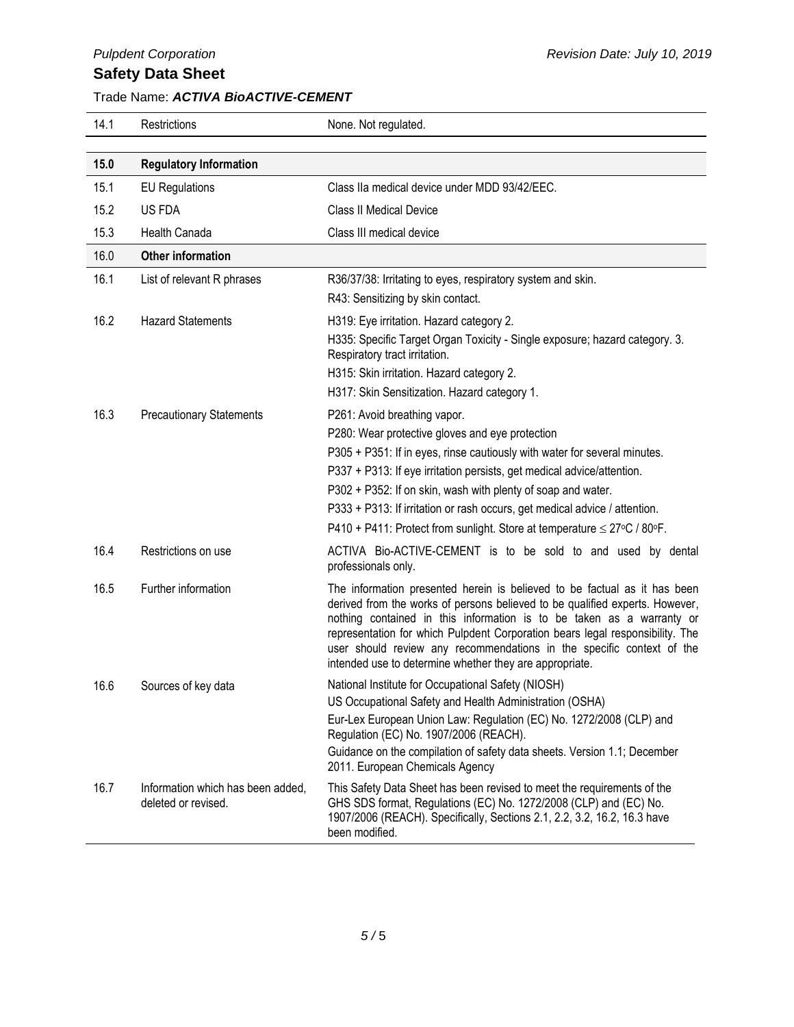| | | |
|---|---|---|
| 14.1 | Restrictions | None. Not regulated. |

| | | |
|---|---|---|
| **15.0** | **Regulatory Information** | |
| 15.1 | EU Regulations | Class IIa medical device under MDD 93/42/EEC. |
| 15.2 | US FDA | Class II Medical Device |
| 15.3 | Health Canada | Class III medical device |
| **16.0** | **Other information** | |
| 16.1 | List of relevant R phrases | R36/37/38: Irritating to eyes, respiratory system and skin.<br>R43: Sensitizing by skin contact. |
| 16.2 | Hazard Statements | H319: Eye irritation. Hazard category 2.<br>H335: Specific Target Organ Toxicity - Single exposure; hazard category. 3. Respiratory tract irritation.<br>H315: Skin irritation. Hazard category 2.<br>H317: Skin Sensitization. Hazard category 1. |
| 16.3 | Precautionary Statements | P261: Avoid breathing vapor.<br>P280: Wear protective gloves and eye protection<br>P305 + P351: If in eyes, rinse cautiously with water for several minutes.<br>P337 + P313: If eye irritation persists, get medical advice/attention.<br>P302 + P352: If on skin, wash with plenty of soap and water.<br>P333 + P313: If irritation or rash occurs, get medical advice / attention.<br>P410 + P411: Protect from sunlight. Store at temperature ≤ 27°C / 80°F. |
| 16.4 | Restrictions on use | ACTIVA Bio-ACTIVE-CEMENT is to be sold to and used by dental professionals only. |
| 16.5 | Further information | The information presented herein is believed to be factual as it has been derived from the works of persons believed to be qualified experts. However, nothing contained in this information is to be taken as a warranty or representation for which Pulpdent Corporation bears legal responsibility. The user should review any recommendations in the specific context of the intended use to determine whether they are appropriate. |
| 16.6 | Sources of key data | National Institute for Occupational Safety (NIOSH)<br>US Occupational Safety and Health Administration (OSHA)<br>Eur-Lex European Union Law: Regulation (EC) No. 1272/2008 (CLP) and Regulation (EC) No. 1907/2006 (REACH).<br>Guidance on the compilation of safety data sheets. Version 1.1; December 2011. European Chemicals Agency |
| 16.7 | Information which has been added, deleted or revised. | This Safety Data Sheet has been revised to meet the requirements of the GHS SDS format, Regulations (EC) No. 1272/2008 (CLP) and (EC) No. 1907/2006 (REACH). Specifically, Sections 2.1, 2.2, 3.2, 16.2, 16.3 have been modified. |